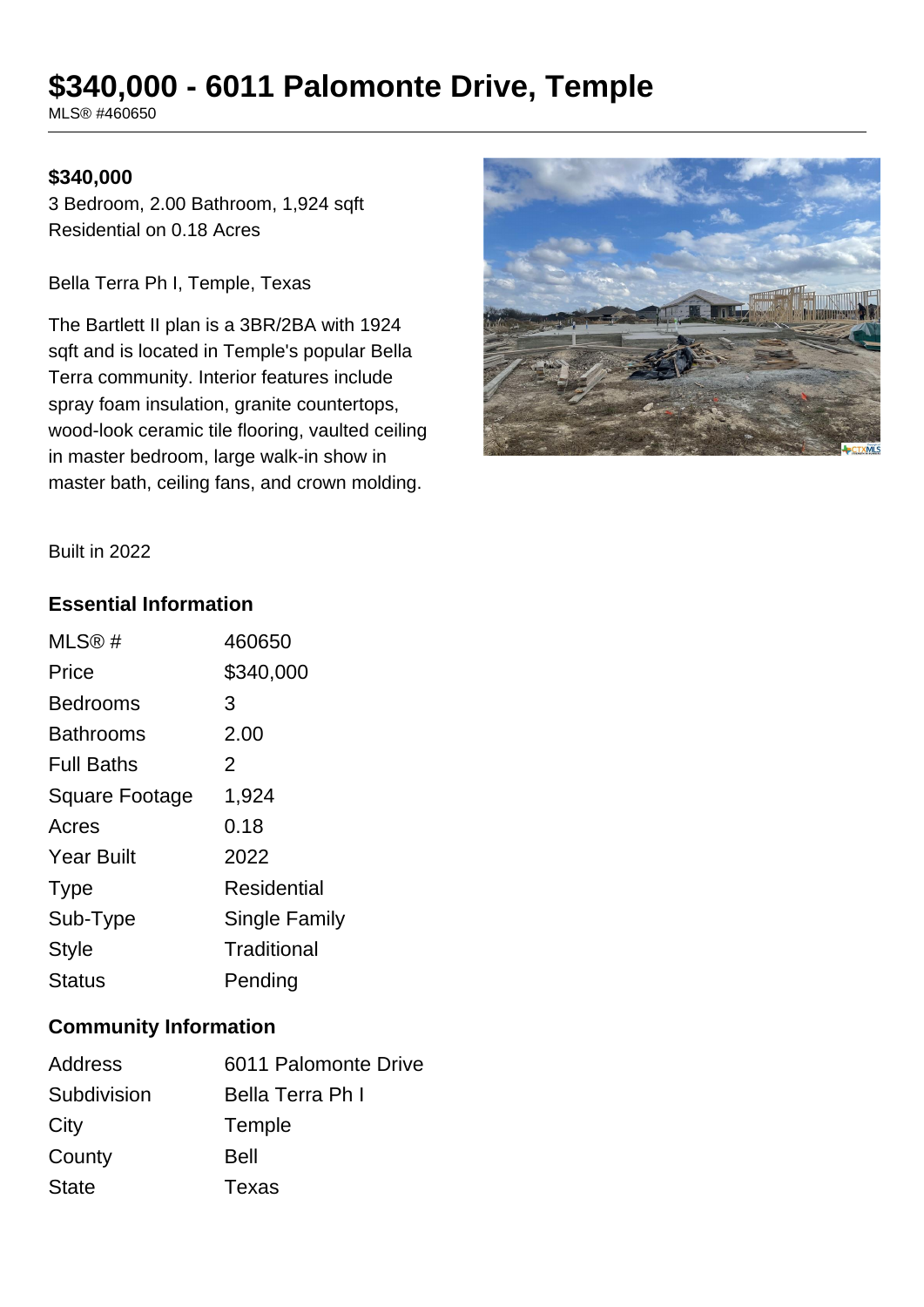# $340,000 - 6011 Palomonte Drive, Temple

MLS® #460650

**$340,000**

3 Bedroom, 2.00 Bathroom, 1,924 sqft
Residential on 0.18 Acres

Bella Terra Ph I, Temple, Texas

The Bartlett II plan is a 3BR/2BA with 1924 sqft and is located in Temple's popular Bella Terra community. Interior features include spray foam insulation, granite countertops, wood-look ceramic tile flooring, vaulted ceiling in master bedroom, large walk-in show in master bath, ceiling fans, and crown molding.

Built in 2022

### Essential Information

| | |
|---|---|
| MLS® # | 460650 |
| Price | $340,000 |
| Bedrooms | 3 |
| Bathrooms | 2.00 |
| Full Baths | 2 |
| Square Footage | 1,924 |
| Acres | 0.18 |
| Year Built | 2022 |
| Type | Residential |
| Sub-Type | Single Family |
| Style | Traditional |
| Status | Pending |

### Community Information

| | |
|---|---|
| Address | 6011 Palomonte Drive |
| Subdivision | Bella Terra Ph I |
| City | Temple |
| County | Bell |
| State | Texas |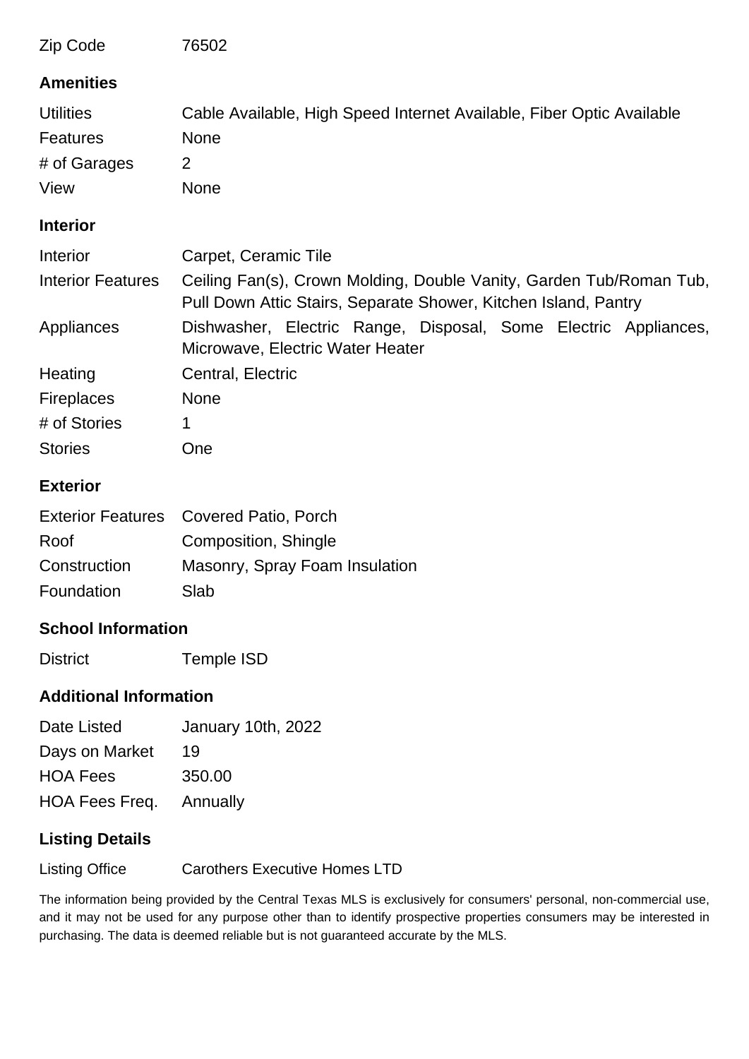| | |
|---|---|
| Zip Code | 76502 |

## Amenities

| | |
|---|---|
| Utilities | Cable Available, High Speed Internet Available, Fiber Optic Available |
| Features | None |
| # of Garages | 2 |
| View | None |

## Interior

| | |
|---|---|
| Interior | Carpet, Ceramic Tile |
| Interior Features | Ceiling Fan(s), Crown Molding, Double Vanity, Garden Tub/Roman Tub, Pull Down Attic Stairs, Separate Shower, Kitchen Island, Pantry |
| Appliances | Dishwasher, Electric Range, Disposal, Some Electric Appliances, Microwave, Electric Water Heater |
| Heating | Central, Electric |
| Fireplaces | None |
| # of Stories | 1 |
| Stories | One |

## Exterior

| | |
|---|---|
| Exterior Features | Covered Patio, Porch |
| Roof | Composition, Shingle |
| Construction | Masonry, Spray Foam Insulation |
| Foundation | Slab |

## School Information

| | |
|---|---|
| District | Temple ISD |

## Additional Information

| | |
|---|---|
| Date Listed | January 10th, 2022 |
| Days on Market | 19 |
| HOA Fees | 350.00 |
| HOA Fees Freq. | Annually |

## Listing Details

| | |
|---|---|
| Listing Office | Carothers Executive Homes LTD |

The information being provided by the Central Texas MLS is exclusively for consumers' personal, non-commercial use, and it may not be used for any purpose other than to identify prospective properties consumers may be interested in purchasing. The data is deemed reliable but is not guaranteed accurate by the MLS.